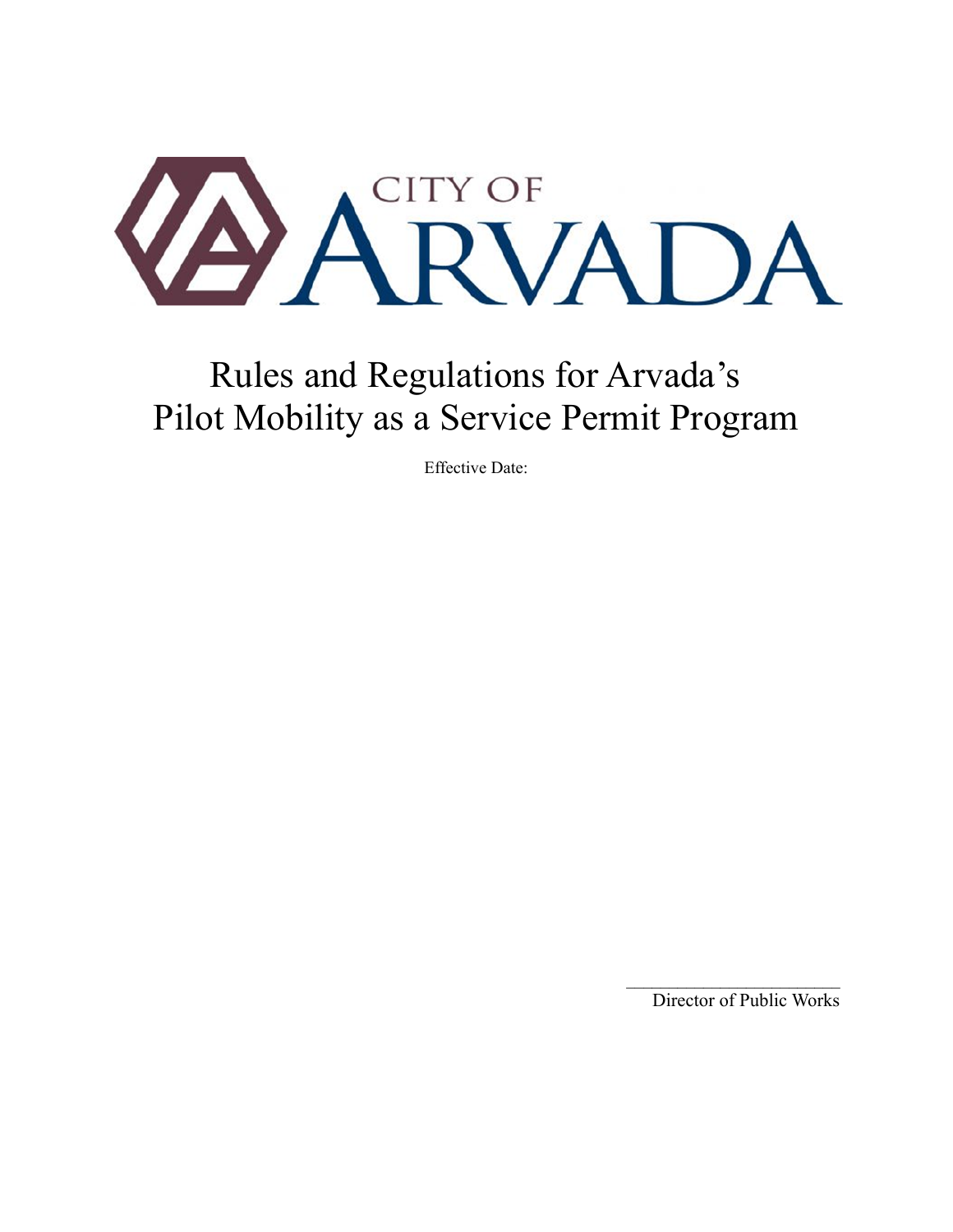CITY OF ARVADA

# Rules and Regulations for Arvada's Pilot Mobility as a Service Permit Program

Effective Date:

\_\_\_\_\_\_\_\_\_\_\_\_\_\_\_\_\_\_\_\_\_\_\_\_\_\_\_

Director of Public Works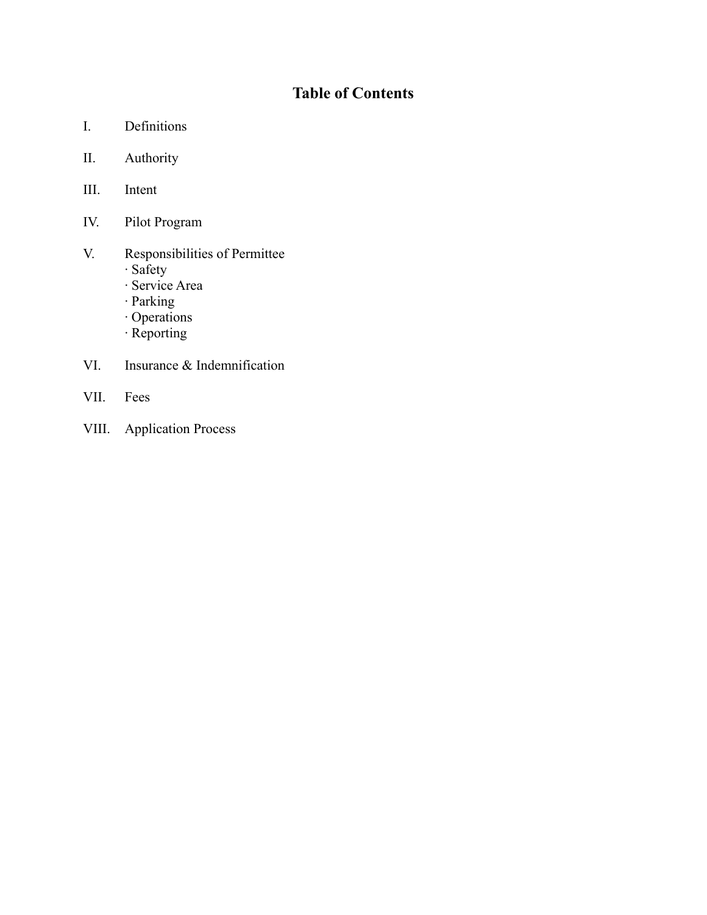# Table of Contents

I. Definitions

II. Authority

III. Intent

IV. Pilot Program

V. Responsibilities of Permittee
- · Safety
- · Service Area
- · Parking
- · Operations
- · Reporting

VI. Insurance & Indemnification

VII. Fees

VIII. Application Process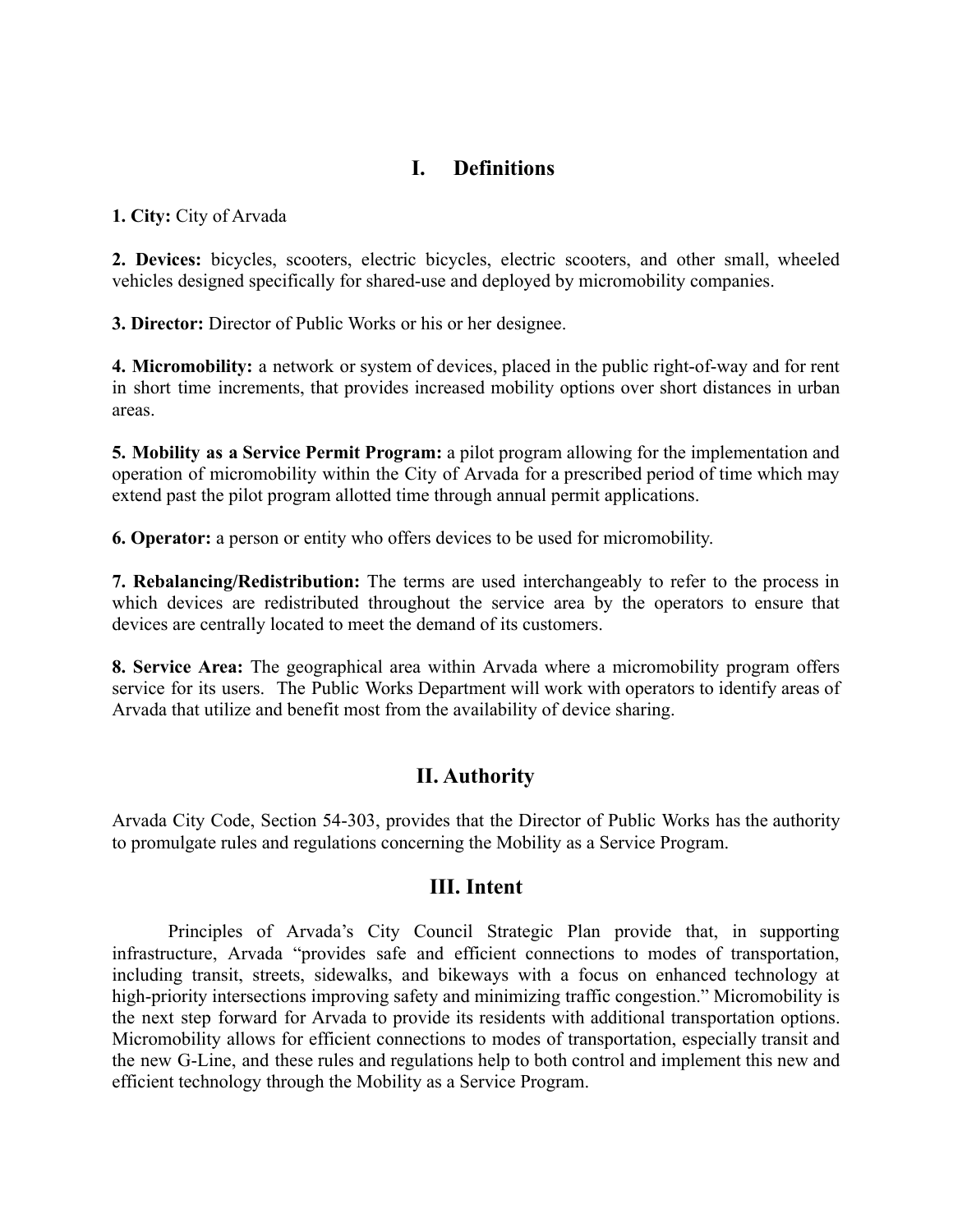## I. Definitions

**1. City:** City of Arvada

**2. Devices:** bicycles, scooters, electric bicycles, electric scooters, and other small, wheeled vehicles designed specifically for shared-use and deployed by micromobility companies.

**3. Director:** Director of Public Works or his or her designee.

**4. Micromobility:** a network or system of devices, placed in the public right-of-way and for rent in short time increments, that provides increased mobility options over short distances in urban areas.

**5. Mobility as a Service Permit Program:** a pilot program allowing for the implementation and operation of micromobility within the City of Arvada for a prescribed period of time which may extend past the pilot program allotted time through annual permit applications.

**6. Operator:** a person or entity who offers devices to be used for micromobility.

**7. Rebalancing/Redistribution:** The terms are used interchangeably to refer to the process in which devices are redistributed throughout the service area by the operators to ensure that devices are centrally located to meet the demand of its customers.

**8. Service Area:** The geographical area within Arvada where a micromobility program offers service for its users. The Public Works Department will work with operators to identify areas of Arvada that utilize and benefit most from the availability of device sharing.

## II. Authority

Arvada City Code, Section 54-303, provides that the Director of Public Works has the authority to promulgate rules and regulations concerning the Mobility as a Service Program.

## III. Intent

Principles of Arvada's City Council Strategic Plan provide that, in supporting infrastructure, Arvada "provides safe and efficient connections to modes of transportation, including transit, streets, sidewalks, and bikeways with a focus on enhanced technology at high-priority intersections improving safety and minimizing traffic congestion." Micromobility is the next step forward for Arvada to provide its residents with additional transportation options. Micromobility allows for efficient connections to modes of transportation, especially transit and the new G-Line, and these rules and regulations help to both control and implement this new and efficient technology through the Mobility as a Service Program.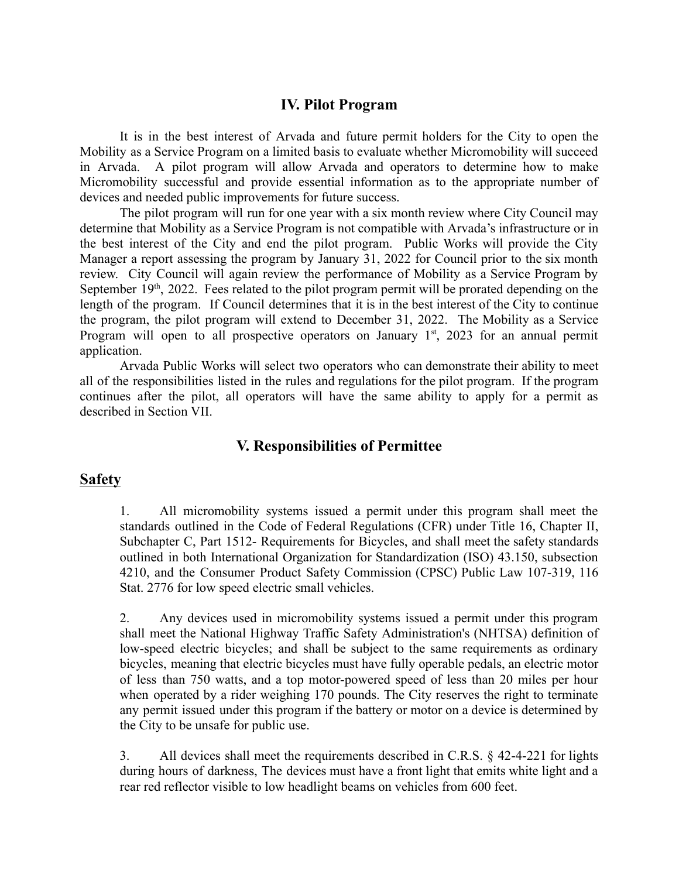## IV. Pilot Program

It is in the best interest of Arvada and future permit holders for the City to open the Mobility as a Service Program on a limited basis to evaluate whether Micromobility will succeed in Arvada. A pilot program will allow Arvada and operators to determine how to make Micromobility successful and provide essential information as to the appropriate number of devices and needed public improvements for future success.

The pilot program will run for one year with a six month review where City Council may determine that Mobility as a Service Program is not compatible with Arvada's infrastructure or in the best interest of the City and end the pilot program. Public Works will provide the City Manager a report assessing the program by January 31, 2022 for Council prior to the six month review. City Council will again review the performance of Mobility as a Service Program by September 19th, 2022. Fees related to the pilot program permit will be prorated depending on the length of the program. If Council determines that it is in the best interest of the City to continue the program, the pilot program will extend to December 31, 2022. The Mobility as a Service Program will open to all prospective operators on January 1st, 2023 for an annual permit application.

Arvada Public Works will select two operators who can demonstrate their ability to meet all of the responsibilities listed in the rules and regulations for the pilot program. If the program continues after the pilot, all operators will have the same ability to apply for a permit as described in Section VII.

## V. Responsibilities of Permittee

### Safety

1. All micromobility systems issued a permit under this program shall meet the standards outlined in the Code of Federal Regulations (CFR) under Title 16, Chapter II, Subchapter C, Part 1512- Requirements for Bicycles, and shall meet the safety standards outlined in both International Organization for Standardization (ISO) 43.150, subsection 4210, and the Consumer Product Safety Commission (CPSC) Public Law 107-319, 116 Stat. 2776 for low speed electric small vehicles.

2. Any devices used in micromobility systems issued a permit under this program shall meet the National Highway Traffic Safety Administration's (NHTSA) definition of low-speed electric bicycles; and shall be subject to the same requirements as ordinary bicycles, meaning that electric bicycles must have fully operable pedals, an electric motor of less than 750 watts, and a top motor-powered speed of less than 20 miles per hour when operated by a rider weighing 170 pounds. The City reserves the right to terminate any permit issued under this program if the battery or motor on a device is determined by the City to be unsafe for public use.

3. All devices shall meet the requirements described in C.R.S. § 42-4-221 for lights during hours of darkness, The devices must have a front light that emits white light and a rear red reflector visible to low headlight beams on vehicles from 600 feet.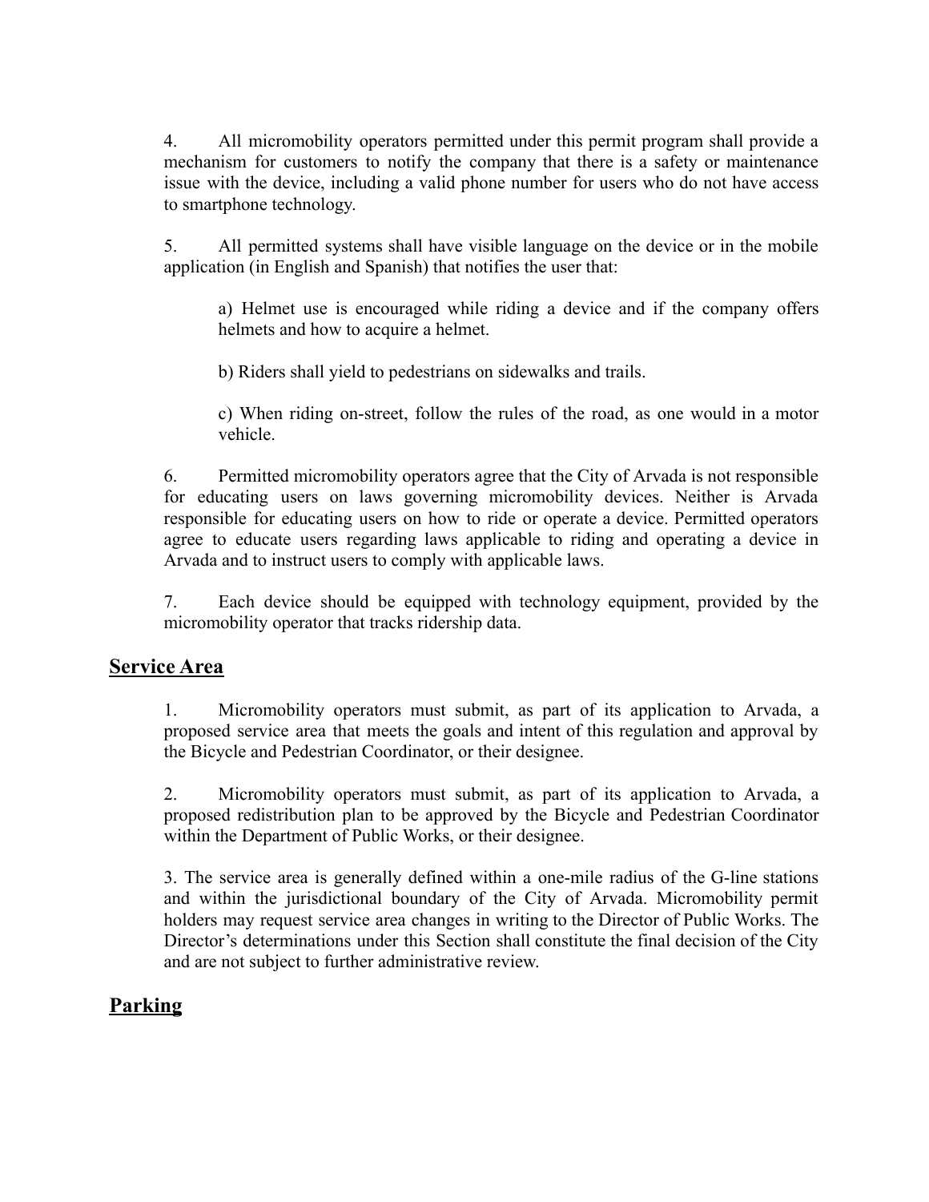4. All micromobility operators permitted under this permit program shall provide a mechanism for customers to notify the company that there is a safety or maintenance issue with the device, including a valid phone number for users who do not have access to smartphone technology.

5. All permitted systems shall have visible language on the device or in the mobile application (in English and Spanish) that notifies the user that:

   a) Helmet use is encouraged while riding a device and if the company offers helmets and how to acquire a helmet.

   b) Riders shall yield to pedestrians on sidewalks and trails.

   c) When riding on-street, follow the rules of the road, as one would in a motor vehicle.

6. Permitted micromobility operators agree that the City of Arvada is not responsible for educating users on laws governing micromobility devices. Neither is Arvada responsible for educating users on how to ride or operate a device. Permitted operators agree to educate users regarding laws applicable to riding and operating a device in Arvada and to instruct users to comply with applicable laws.

7. Each device should be equipped with technology equipment, provided by the micromobility operator that tracks ridership data.

## **Service Area**

1. Micromobility operators must submit, as part of its application to Arvada, a proposed service area that meets the goals and intent of this regulation and approval by the Bicycle and Pedestrian Coordinator, or their designee.

2. Micromobility operators must submit, as part of its application to Arvada, a proposed redistribution plan to be approved by the Bicycle and Pedestrian Coordinator within the Department of Public Works, or their designee.

3. The service area is generally defined within a one-mile radius of the G-line stations and within the jurisdictional boundary of the City of Arvada. Micromobility permit holders may request service area changes in writing to the Director of Public Works. The Director's determinations under this Section shall constitute the final decision of the City and are not subject to further administrative review.

## **Parking**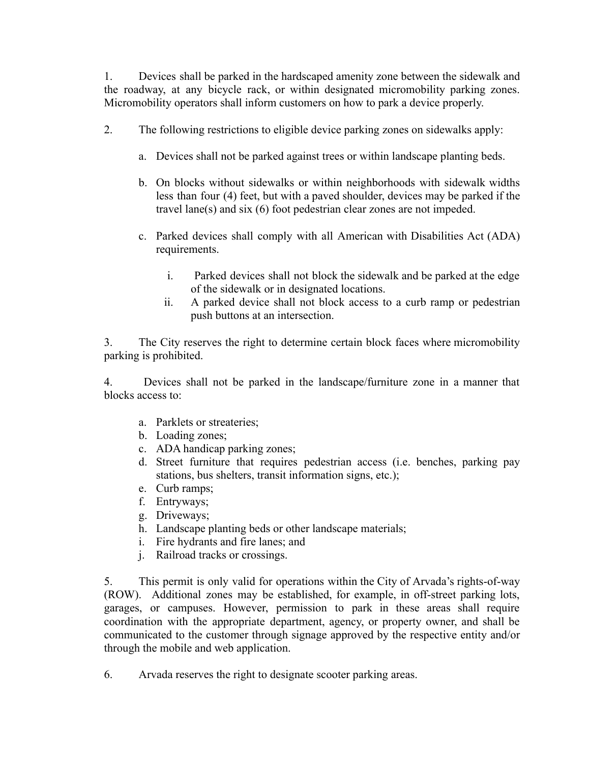1. Devices shall be parked in the hardscaped amenity zone between the sidewalk and the roadway, at any bicycle rack, or within designated micromobility parking zones. Micromobility operators shall inform customers on how to park a device properly.

2. The following restrictions to eligible device parking zones on sidewalks apply:

   a. Devices shall not be parked against trees or within landscape planting beds.

   b. On blocks without sidewalks or within neighborhoods with sidewalk widths less than four (4) feet, but with a paved shoulder, devices may be parked if the travel lane(s) and six (6) foot pedestrian clear zones are not impeded.

   c. Parked devices shall comply with all American with Disabilities Act (ADA) requirements.

      i. Parked devices shall not block the sidewalk and be parked at the edge of the sidewalk or in designated locations.
      ii. A parked device shall not block access to a curb ramp or pedestrian push buttons at an intersection.

3. The City reserves the right to determine certain block faces where micromobility parking is prohibited.

4. Devices shall not be parked in the landscape/furniture zone in a manner that blocks access to:

   a. Parklets or streateries;
   b. Loading zones;
   c. ADA handicap parking zones;
   d. Street furniture that requires pedestrian access (i.e. benches, parking pay stations, bus shelters, transit information signs, etc.);
   e. Curb ramps;
   f. Entryways;
   g. Driveways;
   h. Landscape planting beds or other landscape materials;
   i. Fire hydrants and fire lanes; and
   j. Railroad tracks or crossings.

5. This permit is only valid for operations within the City of Arvada's rights-of-way (ROW). Additional zones may be established, for example, in off-street parking lots, garages, or campuses. However, permission to park in these areas shall require coordination with the appropriate department, agency, or property owner, and shall be communicated to the customer through signage approved by the respective entity and/or through the mobile and web application.

6. Arvada reserves the right to designate scooter parking areas.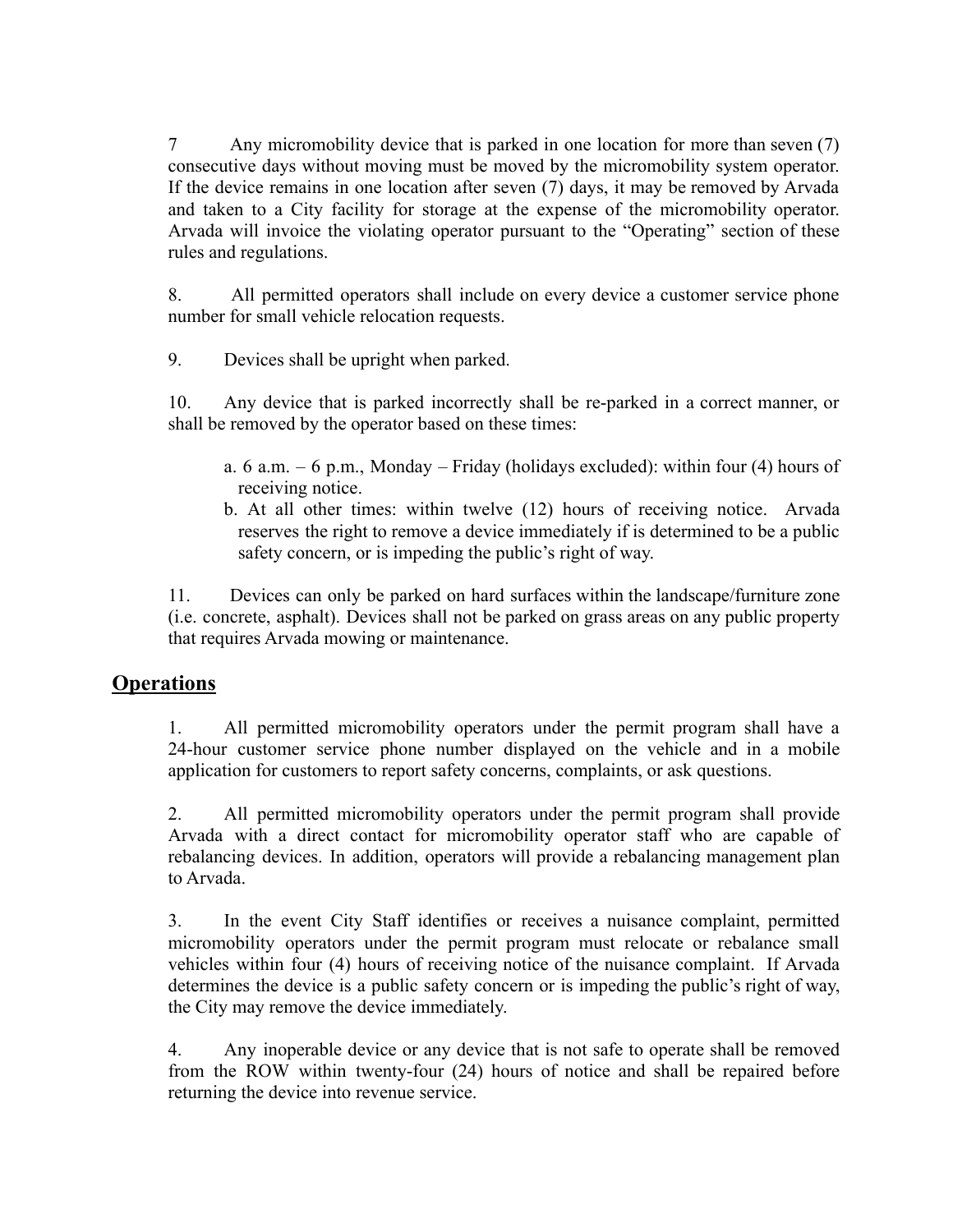7 Any micromobility device that is parked in one location for more than seven (7) consecutive days without moving must be moved by the micromobility system operator. If the device remains in one location after seven (7) days, it may be removed by Arvada and taken to a City facility for storage at the expense of the micromobility operator. Arvada will invoice the violating operator pursuant to the "Operating" section of these rules and regulations.

8. All permitted operators shall include on every device a customer service phone number for small vehicle relocation requests.

9. Devices shall be upright when parked.

10. Any device that is parked incorrectly shall be re-parked in a correct manner, or shall be removed by the operator based on these times:

   a. 6 a.m. – 6 p.m., Monday – Friday (holidays excluded): within four (4) hours of receiving notice.
   b. At all other times: within twelve (12) hours of receiving notice. Arvada reserves the right to remove a device immediately if is determined to be a public safety concern, or is impeding the public's right of way.

11. Devices can only be parked on hard surfaces within the landscape/furniture zone (i.e. concrete, asphalt). Devices shall not be parked on grass areas on any public property that requires Arvada mowing or maintenance.

## Operations

1. All permitted micromobility operators under the permit program shall have a 24-hour customer service phone number displayed on the vehicle and in a mobile application for customers to report safety concerns, complaints, or ask questions.

2. All permitted micromobility operators under the permit program shall provide Arvada with a direct contact for micromobility operator staff who are capable of rebalancing devices. In addition, operators will provide a rebalancing management plan to Arvada.

3. In the event City Staff identifies or receives a nuisance complaint, permitted micromobility operators under the permit program must relocate or rebalance small vehicles within four (4) hours of receiving notice of the nuisance complaint. If Arvada determines the device is a public safety concern or is impeding the public's right of way, the City may remove the device immediately.

4. Any inoperable device or any device that is not safe to operate shall be removed from the ROW within twenty-four (24) hours of notice and shall be repaired before returning the device into revenue service.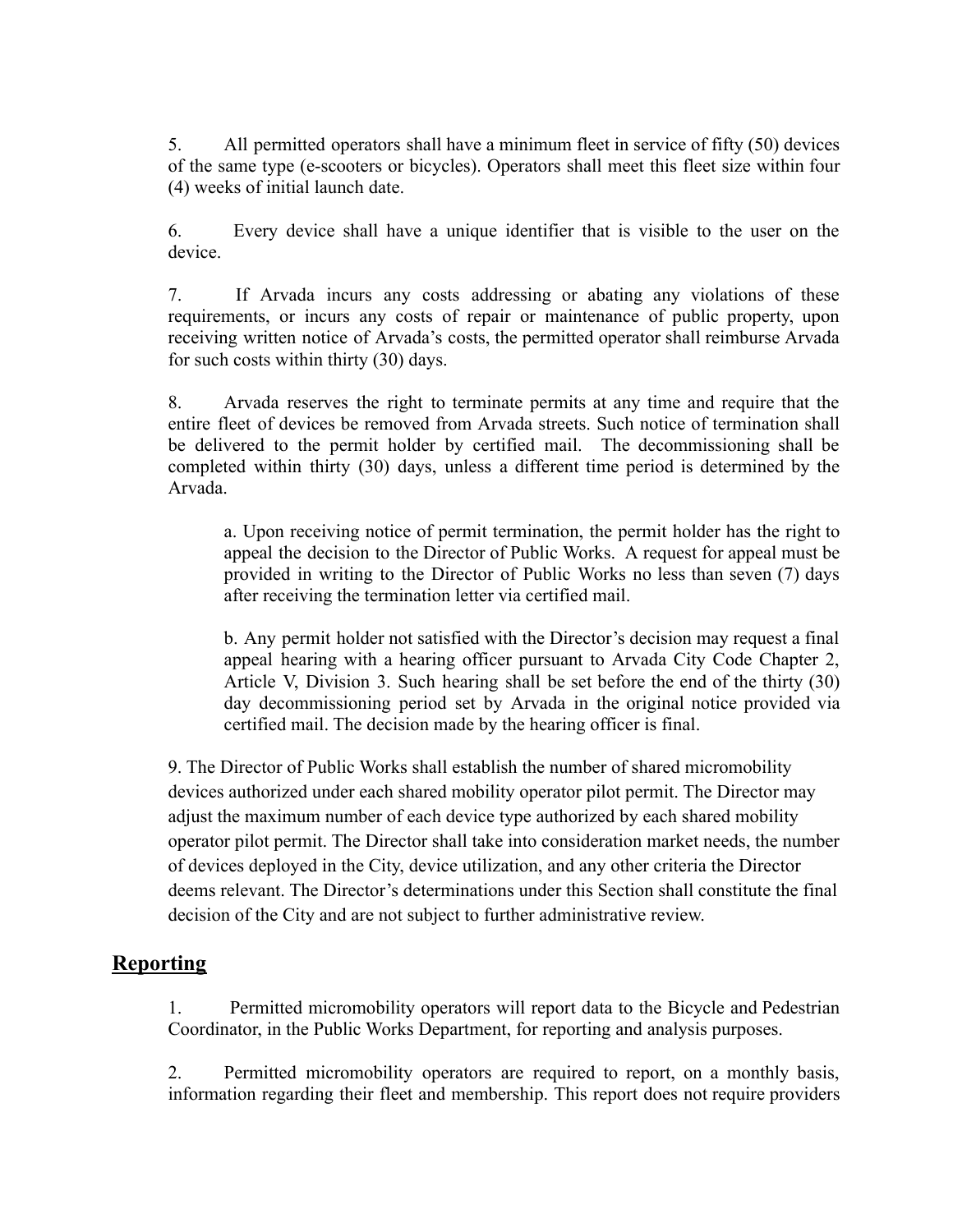5. All permitted operators shall have a minimum fleet in service of fifty (50) devices of the same type (e-scooters or bicycles). Operators shall meet this fleet size within four (4) weeks of initial launch date.

6. Every device shall have a unique identifier that is visible to the user on the device.

7. If Arvada incurs any costs addressing or abating any violations of these requirements, or incurs any costs of repair or maintenance of public property, upon receiving written notice of Arvada's costs, the permitted operator shall reimburse Arvada for such costs within thirty (30) days.

8. Arvada reserves the right to terminate permits at any time and require that the entire fleet of devices be removed from Arvada streets. Such notice of termination shall be delivered to the permit holder by certified mail. The decommissioning shall be completed within thirty (30) days, unless a different time period is determined by the Arvada.

    a. Upon receiving notice of permit termination, the permit holder has the right to appeal the decision to the Director of Public Works. A request for appeal must be provided in writing to the Director of Public Works no less than seven (7) days after receiving the termination letter via certified mail.

    b. Any permit holder not satisfied with the Director's decision may request a final appeal hearing with a hearing officer pursuant to Arvada City Code Chapter 2, Article V, Division 3. Such hearing shall be set before the end of the thirty (30) day decommissioning period set by Arvada in the original notice provided via certified mail. The decision made by the hearing officer is final.

9. The Director of Public Works shall establish the number of shared micromobility devices authorized under each shared mobility operator pilot permit. The Director may adjust the maximum number of each device type authorized by each shared mobility operator pilot permit. The Director shall take into consideration market needs, the number of devices deployed in the City, device utilization, and any other criteria the Director deems relevant. The Director's determinations under this Section shall constitute the final decision of the City and are not subject to further administrative review.

## Reporting

1. Permitted micromobility operators will report data to the Bicycle and Pedestrian Coordinator, in the Public Works Department, for reporting and analysis purposes.

2. Permitted micromobility operators are required to report, on a monthly basis, information regarding their fleet and membership. This report does not require providers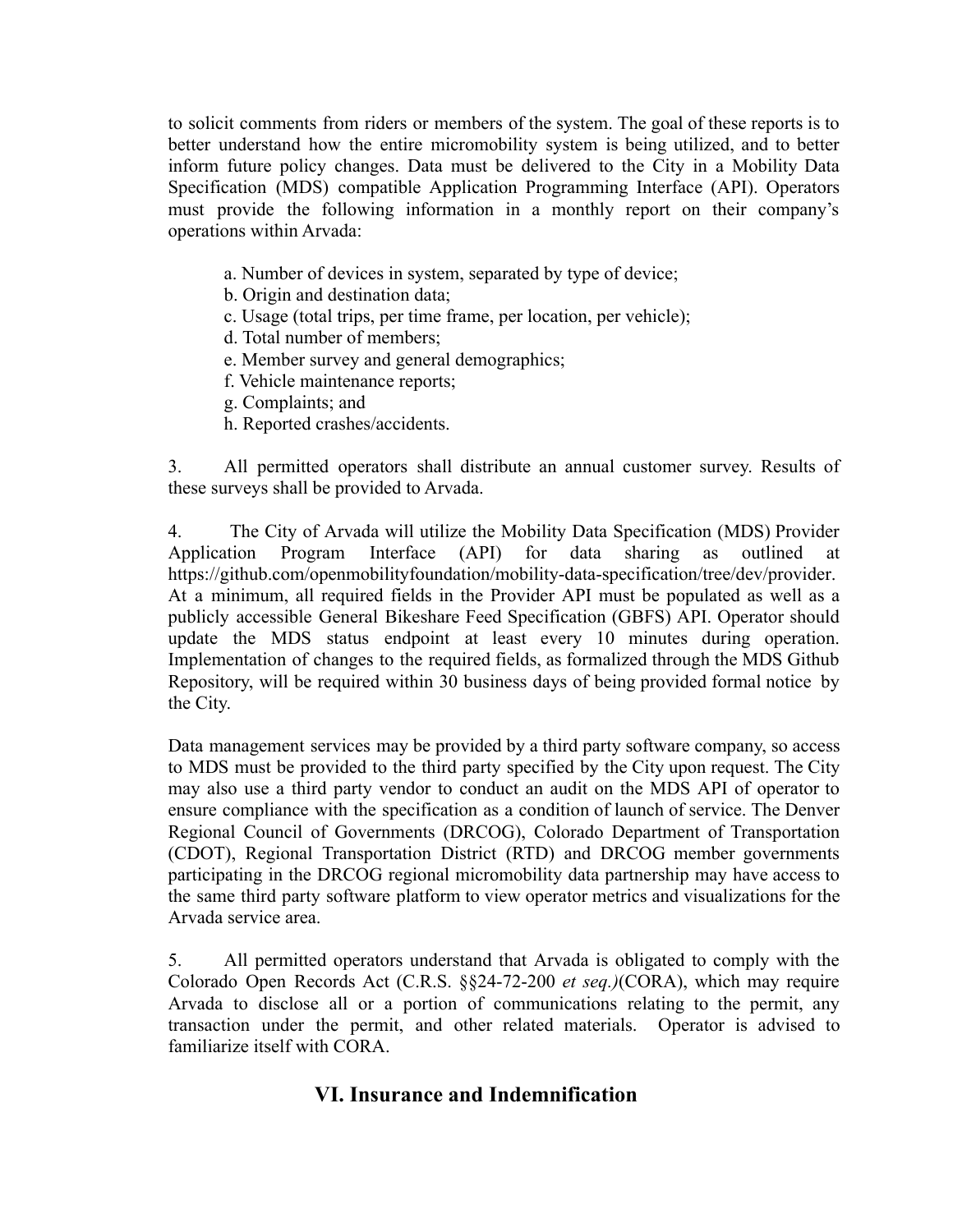to solicit comments from riders or members of the system. The goal of these reports is to better understand how the entire micromobility system is being utilized, and to better inform future policy changes. Data must be delivered to the City in a Mobility Data Specification (MDS) compatible Application Programming Interface (API). Operators must provide the following information in a monthly report on their company's operations within Arvada:

a. Number of devices in system, separated by type of device;
b. Origin and destination data;
c. Usage (total trips, per time frame, per location, per vehicle);
d. Total number of members;
e. Member survey and general demographics;
f. Vehicle maintenance reports;
g. Complaints; and
h. Reported crashes/accidents.

3. All permitted operators shall distribute an annual customer survey. Results of these surveys shall be provided to Arvada.

4. The City of Arvada will utilize the Mobility Data Specification (MDS) Provider Application Program Interface (API) for data sharing as outlined at https://github.com/openmobilityfoundation/mobility-data-specification/tree/dev/provider. At a minimum, all required fields in the Provider API must be populated as well as a publicly accessible General Bikeshare Feed Specification (GBFS) API. Operator should update the MDS status endpoint at least every 10 minutes during operation. Implementation of changes to the required fields, as formalized through the MDS Github Repository, will be required within 30 business days of being provided formal notice by the City.

Data management services may be provided by a third party software company, so access to MDS must be provided to the third party specified by the City upon request. The City may also use a third party vendor to conduct an audit on the MDS API of operator to ensure compliance with the specification as a condition of launch of service. The Denver Regional Council of Governments (DRCOG), Colorado Department of Transportation (CDOT), Regional Transportation District (RTD) and DRCOG member governments participating in the DRCOG regional micromobility data partnership may have access to the same third party software platform to view operator metrics and visualizations for the Arvada service area.

5. All permitted operators understand that Arvada is obligated to comply with the Colorado Open Records Act (C.R.S. §§24-72-200 *et seq.)*(CORA), which may require Arvada to disclose all or a portion of communications relating to the permit, any transaction under the permit, and other related materials. Operator is advised to familiarize itself with CORA.

## VI. Insurance and Indemnification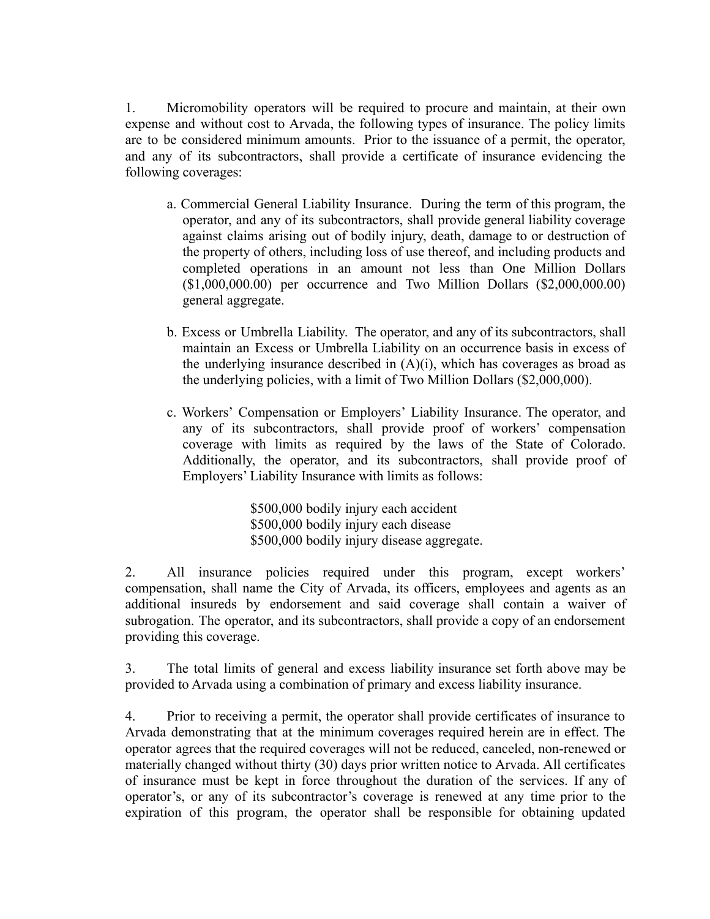1. Micromobility operators will be required to procure and maintain, at their own expense and without cost to Arvada, the following types of insurance. The policy limits are to be considered minimum amounts. Prior to the issuance of a permit, the operator, and any of its subcontractors, shall provide a certificate of insurance evidencing the following coverages:

   a. Commercial General Liability Insurance. During the term of this program, the operator, and any of its subcontractors, shall provide general liability coverage against claims arising out of bodily injury, death, damage to or destruction of the property of others, including loss of use thereof, and including products and completed operations in an amount not less than One Million Dollars ($1,000,000.00) per occurrence and Two Million Dollars ($2,000,000.00) general aggregate.

   b. Excess or Umbrella Liability. The operator, and any of its subcontractors, shall maintain an Excess or Umbrella Liability on an occurrence basis in excess of the underlying insurance described in (A)(i), which has coverages as broad as the underlying policies, with a limit of Two Million Dollars ($2,000,000).

   c. Workers' Compensation or Employers' Liability Insurance. The operator, and any of its subcontractors, shall provide proof of workers' compensation coverage with limits as required by the laws of the State of Colorado. Additionally, the operator, and its subcontractors, shall provide proof of Employers' Liability Insurance with limits as follows:

      $500,000 bodily injury each accident
      $500,000 bodily injury each disease
      $500,000 bodily injury disease aggregate.

2. All insurance policies required under this program, except workers' compensation, shall name the City of Arvada, its officers, employees and agents as an additional insureds by endorsement and said coverage shall contain a waiver of subrogation. The operator, and its subcontractors, shall provide a copy of an endorsement providing this coverage.

3. The total limits of general and excess liability insurance set forth above may be provided to Arvada using a combination of primary and excess liability insurance.

4. Prior to receiving a permit, the operator shall provide certificates of insurance to Arvada demonstrating that at the minimum coverages required herein are in effect. The operator agrees that the required coverages will not be reduced, canceled, non-renewed or materially changed without thirty (30) days prior written notice to Arvada. All certificates of insurance must be kept in force throughout the duration of the services. If any of operator's, or any of its subcontractor's coverage is renewed at any time prior to the expiration of this program, the operator shall be responsible for obtaining updated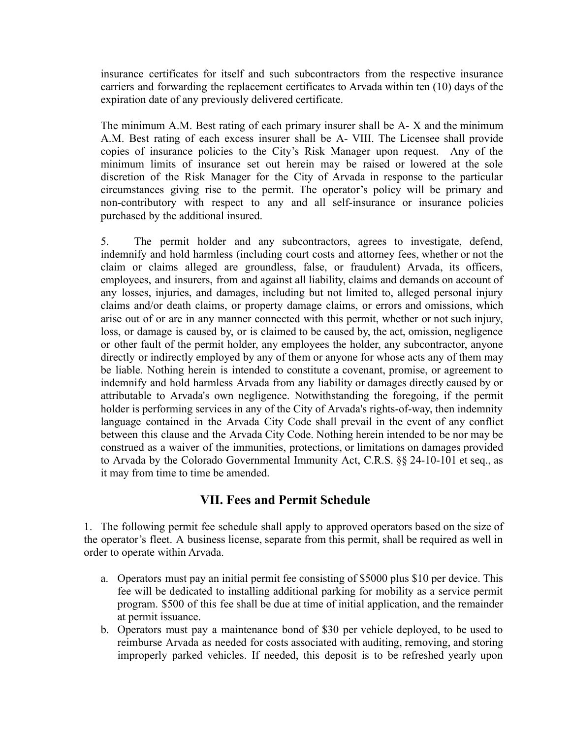insurance certificates for itself and such subcontractors from the respective insurance carriers and forwarding the replacement certificates to Arvada within ten (10) days of the expiration date of any previously delivered certificate.

The minimum A.M. Best rating of each primary insurer shall be A- X and the minimum A.M. Best rating of each excess insurer shall be A- VIII. The Licensee shall provide copies of insurance policies to the City's Risk Manager upon request. Any of the minimum limits of insurance set out herein may be raised or lowered at the sole discretion of the Risk Manager for the City of Arvada in response to the particular circumstances giving rise to the permit. The operator's policy will be primary and non-contributory with respect to any and all self-insurance or insurance policies purchased by the additional insured.

5. The permit holder and any subcontractors, agrees to investigate, defend, indemnify and hold harmless (including court costs and attorney fees, whether or not the claim or claims alleged are groundless, false, or fraudulent) Arvada, its officers, employees, and insurers, from and against all liability, claims and demands on account of any losses, injuries, and damages, including but not limited to, alleged personal injury claims and/or death claims, or property damage claims, or errors and omissions, which arise out of or are in any manner connected with this permit, whether or not such injury, loss, or damage is caused by, or is claimed to be caused by, the act, omission, negligence or other fault of the permit holder, any employees the holder, any subcontractor, anyone directly or indirectly employed by any of them or anyone for whose acts any of them may be liable. Nothing herein is intended to constitute a covenant, promise, or agreement to indemnify and hold harmless Arvada from any liability or damages directly caused by or attributable to Arvada's own negligence. Notwithstanding the foregoing, if the permit holder is performing services in any of the City of Arvada's rights-of-way, then indemnity language contained in the Arvada City Code shall prevail in the event of any conflict between this clause and the Arvada City Code. Nothing herein intended to be nor may be construed as a waiver of the immunities, protections, or limitations on damages provided to Arvada by the Colorado Governmental Immunity Act, C.R.S. §§ 24-10-101 et seq., as it may from time to time be amended.

## VII. Fees and Permit Schedule

1. The following permit fee schedule shall apply to approved operators based on the size of the operator's fleet. A business license, separate from this permit, shall be required as well in order to operate within Arvada.

a. Operators must pay an initial permit fee consisting of $5000 plus $10 per device. This fee will be dedicated to installing additional parking for mobility as a service permit program. $500 of this fee shall be due at time of initial application, and the remainder at permit issuance.
b. Operators must pay a maintenance bond of $30 per vehicle deployed, to be used to reimburse Arvada as needed for costs associated with auditing, removing, and storing improperly parked vehicles. If needed, this deposit is to be refreshed yearly upon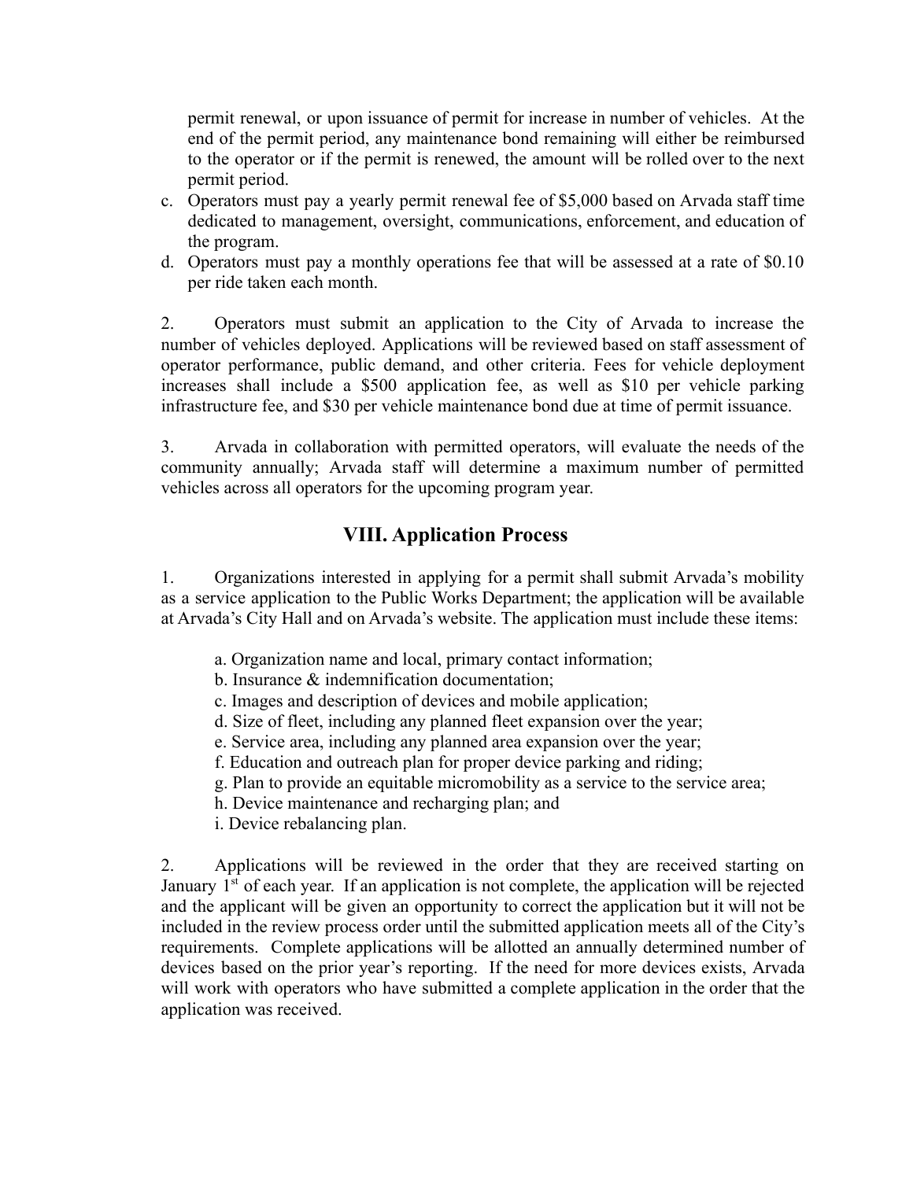permit renewal, or upon issuance of permit for increase in number of vehicles. At the end of the permit period, any maintenance bond remaining will either be reimbursed to the operator or if the permit is renewed, the amount will be rolled over to the next permit period.

c. Operators must pay a yearly permit renewal fee of $5,000 based on Arvada staff time dedicated to management, oversight, communications, enforcement, and education of the program.

d. Operators must pay a monthly operations fee that will be assessed at a rate of $0.10 per ride taken each month.

2. Operators must submit an application to the City of Arvada to increase the number of vehicles deployed. Applications will be reviewed based on staff assessment of operator performance, public demand, and other criteria. Fees for vehicle deployment increases shall include a $500 application fee, as well as $10 per vehicle parking infrastructure fee, and $30 per vehicle maintenance bond due at time of permit issuance.

3. Arvada in collaboration with permitted operators, will evaluate the needs of the community annually; Arvada staff will determine a maximum number of permitted vehicles across all operators for the upcoming program year.

## VIII. Application Process

1. Organizations interested in applying for a permit shall submit Arvada's mobility as a service application to the Public Works Department; the application will be available at Arvada's City Hall and on Arvada's website. The application must include these items:

   a. Organization name and local, primary contact information;
   b. Insurance & indemnification documentation;
   c. Images and description of devices and mobile application;
   d. Size of fleet, including any planned fleet expansion over the year;
   e. Service area, including any planned area expansion over the year;
   f. Education and outreach plan for proper device parking and riding;
   g. Plan to provide an equitable micromobility as a service to the service area;
   h. Device maintenance and recharging plan; and
   i. Device rebalancing plan.

2. Applications will be reviewed in the order that they are received starting on January 1st of each year. If an application is not complete, the application will be rejected and the applicant will be given an opportunity to correct the application but it will not be included in the review process order until the submitted application meets all of the City's requirements. Complete applications will be allotted an annually determined number of devices based on the prior year's reporting. If the need for more devices exists, Arvada will work with operators who have submitted a complete application in the order that the application was received.